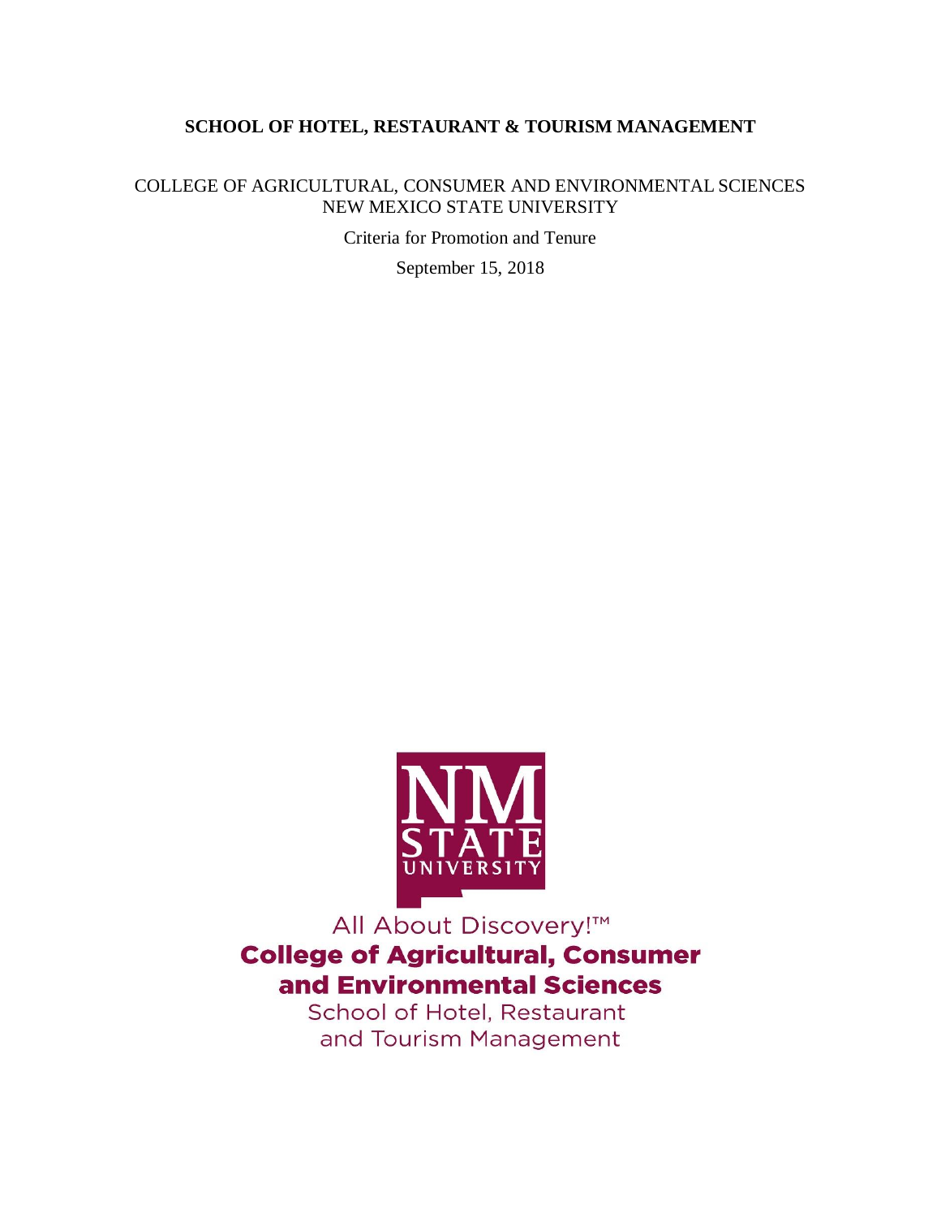**SCHOOL OF HOTEL, RESTAURANT & TOURISM MANAGEMENT**

COLLEGE OF AGRICULTURAL, CONSUMER AND ENVIRONMENTAL SCIENCES
NEW MEXICO STATE UNIVERSITY

Criteria for Promotion and Tenure

September 15, 2018

NM STATE UNIVERSITY

All About Discovery!™

**College of Agricultural, Consumer and Environmental Sciences**

School of Hotel, Restaurant and Tourism Management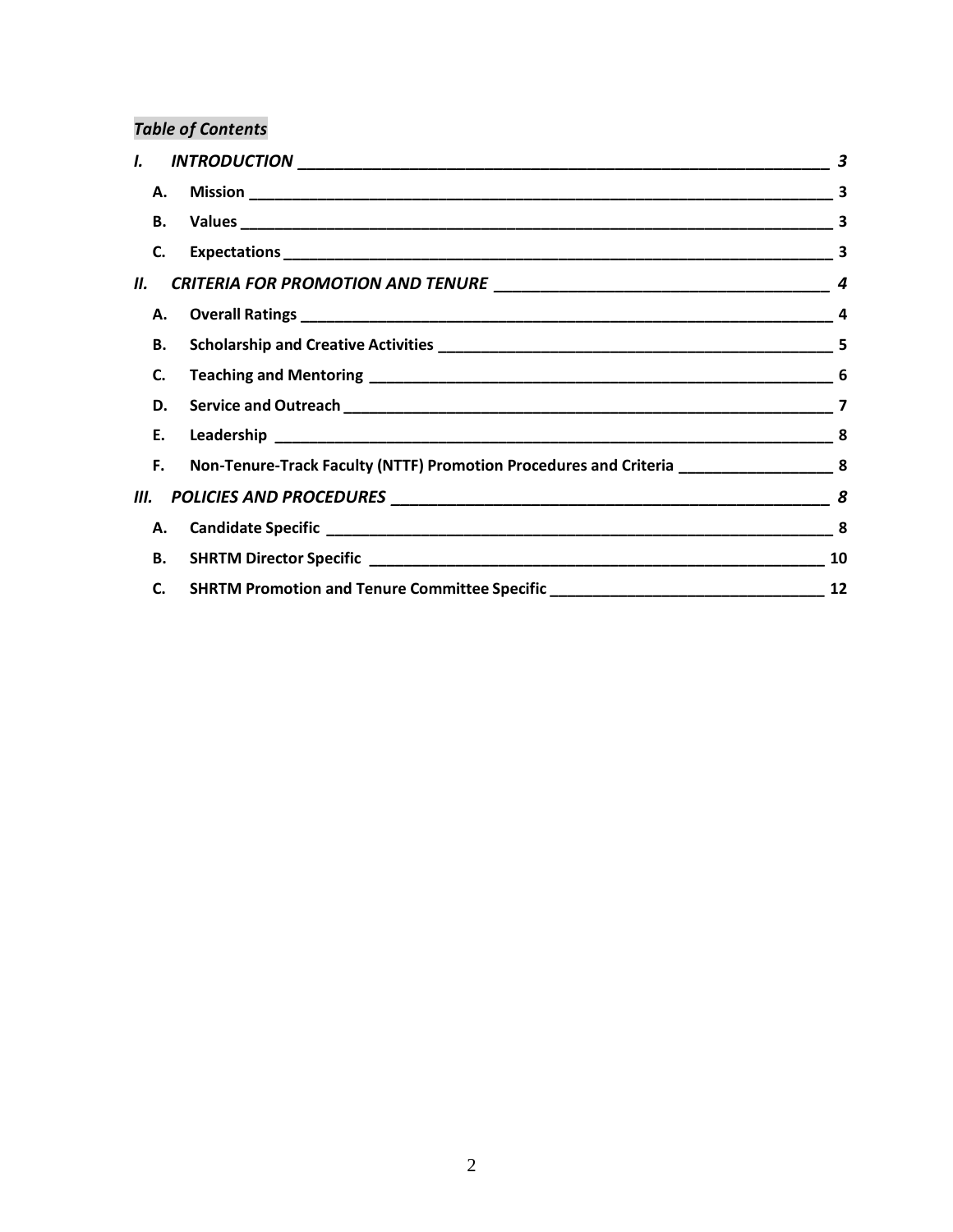*Table of Contents*

| | | |
|---|---|---|
| ***I.*** | ***INTRODUCTION*** | ***3*** |
| **A.** | **Mission** | **3** |
| **B.** | **Values** | **3** |
| **C.** | **Expectations** | **3** |
| ***II.*** | ***CRITERIA FOR PROMOTION AND TENURE*** | ***4*** |
| **A.** | **Overall Ratings** | **4** |
| **B.** | **Scholarship and Creative Activities** | **5** |
| **C.** | **Teaching and Mentoring** | **6** |
| **D.** | **Service and Outreach** | **7** |
| **E.** | **Leadership** | **8** |
| **F.** | **Non-Tenure-Track Faculty (NTTF) Promotion Procedures and Criteria** | **8** |
| ***III.*** | ***POLICIES AND PROCEDURES*** | ***8*** |
| **A.** | **Candidate Specific** | **8** |
| **B.** | **SHRTM Director Specific** | **10** |
| **C.** | **SHRTM Promotion and Tenure Committee Specific** | **12** |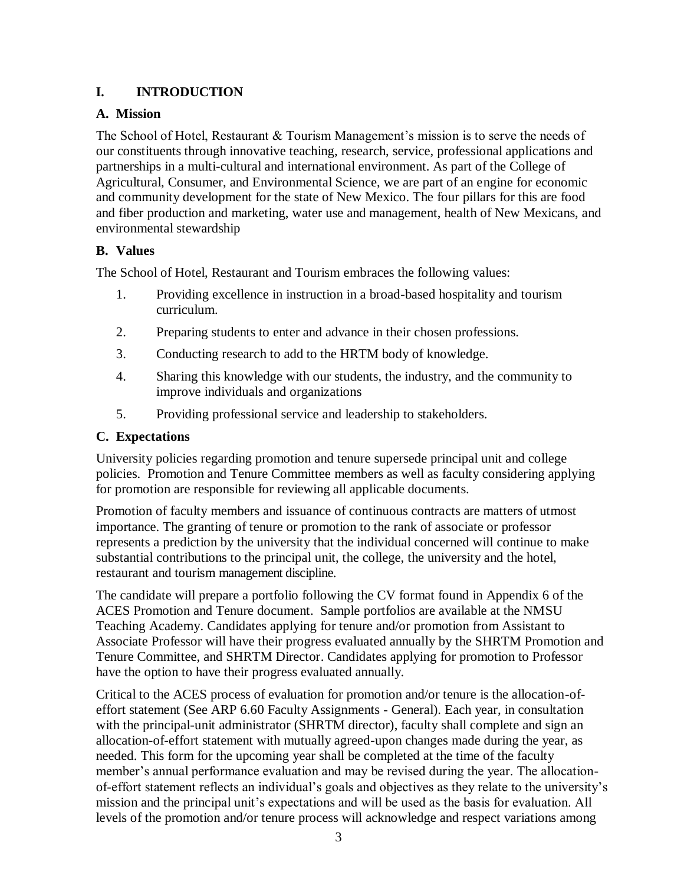# I. INTRODUCTION

## A. Mission

The School of Hotel, Restaurant & Tourism Management's mission is to serve the needs of our constituents through innovative teaching, research, service, professional applications and partnerships in a multi-cultural and international environment. As part of the College of Agricultural, Consumer, and Environmental Science, we are part of an engine for economic and community development for the state of New Mexico. The four pillars for this are food and fiber production and marketing, water use and management, health of New Mexicans, and environmental stewardship

## B. Values

The School of Hotel, Restaurant and Tourism embraces the following values:

1. Providing excellence in instruction in a broad-based hospitality and tourism curriculum.
2. Preparing students to enter and advance in their chosen professions.
3. Conducting research to add to the HRTM body of knowledge.
4. Sharing this knowledge with our students, the industry, and the community to improve individuals and organizations
5. Providing professional service and leadership to stakeholders.

## C. Expectations

University policies regarding promotion and tenure supersede principal unit and college policies. Promotion and Tenure Committee members as well as faculty considering applying for promotion are responsible for reviewing all applicable documents.

Promotion of faculty members and issuance of continuous contracts are matters of utmost importance. The granting of tenure or promotion to the rank of associate or professor represents a prediction by the university that the individual concerned will continue to make substantial contributions to the principal unit, the college, the university and the hotel, restaurant and tourism management discipline.

The candidate will prepare a portfolio following the CV format found in Appendix 6 of the ACES Promotion and Tenure document. Sample portfolios are available at the NMSU Teaching Academy. Candidates applying for tenure and/or promotion from Assistant to Associate Professor will have their progress evaluated annually by the SHRTM Promotion and Tenure Committee, and SHRTM Director. Candidates applying for promotion to Professor have the option to have their progress evaluated annually.

Critical to the ACES process of evaluation for promotion and/or tenure is the allocation-of-effort statement (See ARP 6.60 Faculty Assignments - General). Each year, in consultation with the principal-unit administrator (SHRTM director), faculty shall complete and sign an allocation-of-effort statement with mutually agreed-upon changes made during the year, as needed. This form for the upcoming year shall be completed at the time of the faculty member's annual performance evaluation and may be revised during the year. The allocation-of-effort statement reflects an individual's goals and objectives as they relate to the university's mission and the principal unit's expectations and will be used as the basis for evaluation. All levels of the promotion and/or tenure process will acknowledge and respect variations among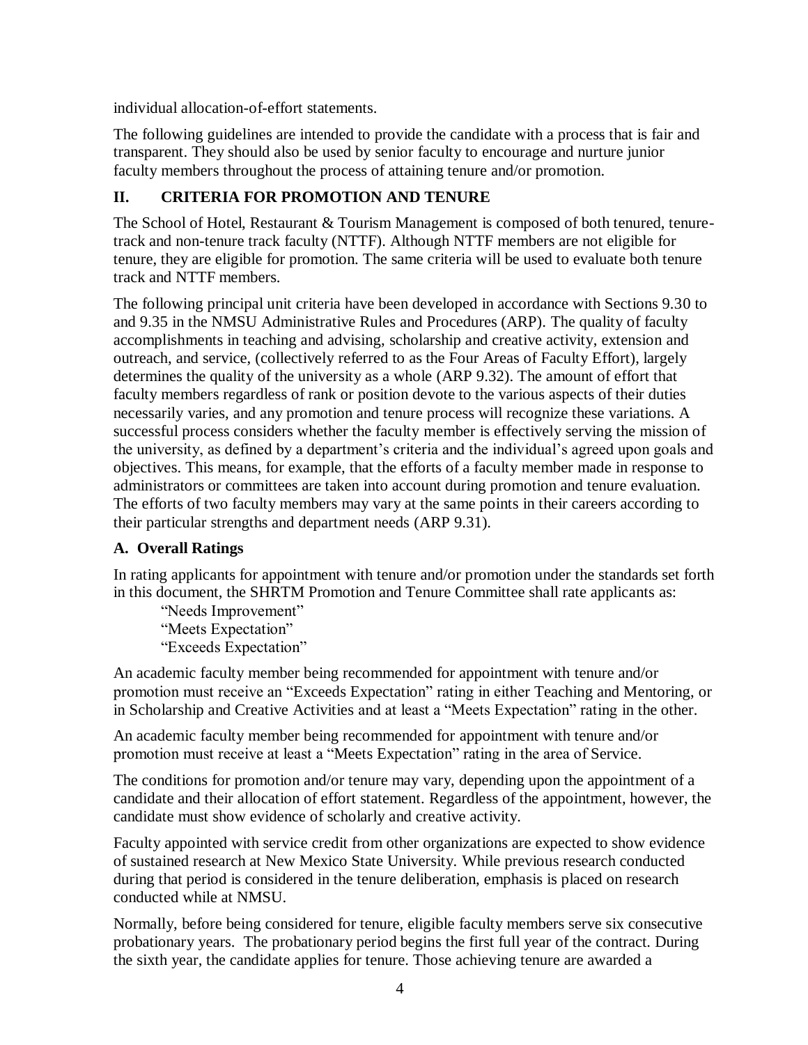individual allocation-of-effort statements.

The following guidelines are intended to provide the candidate with a process that is fair and transparent. They should also be used by senior faculty to encourage and nurture junior faculty members throughout the process of attaining tenure and/or promotion.

## II. CRITERIA FOR PROMOTION AND TENURE

The School of Hotel, Restaurant & Tourism Management is composed of both tenured, tenure-track and non-tenure track faculty (NTTF). Although NTTF members are not eligible for tenure, they are eligible for promotion. The same criteria will be used to evaluate both tenure track and NTTF members.

The following principal unit criteria have been developed in accordance with Sections 9.30 to and 9.35 in the NMSU Administrative Rules and Procedures (ARP). The quality of faculty accomplishments in teaching and advising, scholarship and creative activity, extension and outreach, and service, (collectively referred to as the Four Areas of Faculty Effort), largely determines the quality of the university as a whole (ARP 9.32). The amount of effort that faculty members regardless of rank or position devote to the various aspects of their duties necessarily varies, and any promotion and tenure process will recognize these variations. A successful process considers whether the faculty member is effectively serving the mission of the university, as defined by a department's criteria and the individual's agreed upon goals and objectives. This means, for example, that the efforts of a faculty member made in response to administrators or committees are taken into account during promotion and tenure evaluation. The efforts of two faculty members may vary at the same points in their careers according to their particular strengths and department needs (ARP 9.31).

### A. Overall Ratings

In rating applicants for appointment with tenure and/or promotion under the standards set forth in this document, the SHRTM Promotion and Tenure Committee shall rate applicants as:

"Needs Improvement"
"Meets Expectation"
"Exceeds Expectation"

An academic faculty member being recommended for appointment with tenure and/or promotion must receive an "Exceeds Expectation" rating in either Teaching and Mentoring, or in Scholarship and Creative Activities and at least a "Meets Expectation" rating in the other.

An academic faculty member being recommended for appointment with tenure and/or promotion must receive at least a "Meets Expectation" rating in the area of Service.

The conditions for promotion and/or tenure may vary, depending upon the appointment of a candidate and their allocation of effort statement. Regardless of the appointment, however, the candidate must show evidence of scholarly and creative activity.

Faculty appointed with service credit from other organizations are expected to show evidence of sustained research at New Mexico State University. While previous research conducted during that period is considered in the tenure deliberation, emphasis is placed on research conducted while at NMSU.

Normally, before being considered for tenure, eligible faculty members serve six consecutive probationary years. The probationary period begins the first full year of the contract. During the sixth year, the candidate applies for tenure. Those achieving tenure are awarded a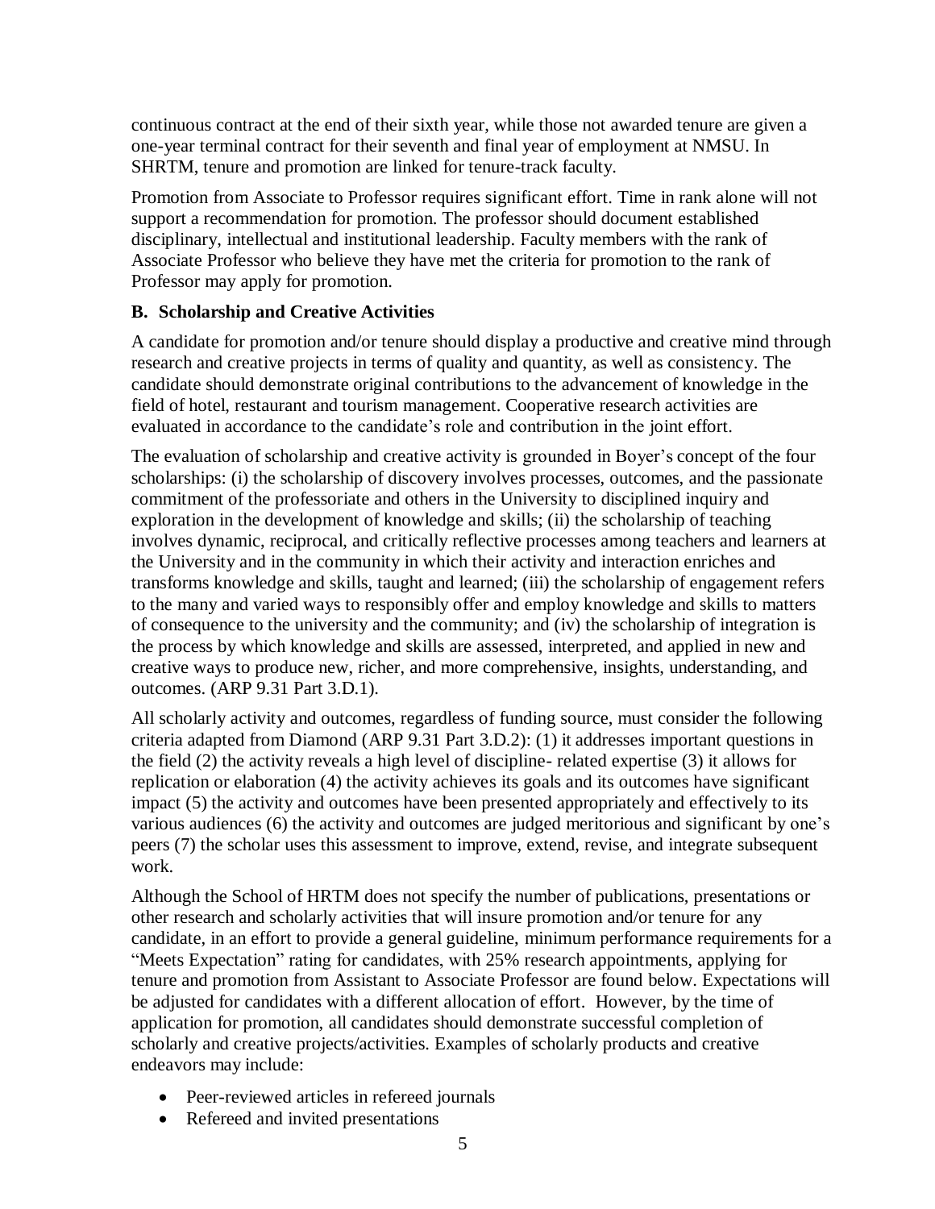continuous contract at the end of their sixth year, while those not awarded tenure are given a one-year terminal contract for their seventh and final year of employment at NMSU. In SHRTM, tenure and promotion are linked for tenure-track faculty.

Promotion from Associate to Professor requires significant effort. Time in rank alone will not support a recommendation for promotion. The professor should document established disciplinary, intellectual and institutional leadership. Faculty members with the rank of Associate Professor who believe they have met the criteria for promotion to the rank of Professor may apply for promotion.

### B. Scholarship and Creative Activities

A candidate for promotion and/or tenure should display a productive and creative mind through research and creative projects in terms of quality and quantity, as well as consistency. The candidate should demonstrate original contributions to the advancement of knowledge in the field of hotel, restaurant and tourism management. Cooperative research activities are evaluated in accordance to the candidate's role and contribution in the joint effort.

The evaluation of scholarship and creative activity is grounded in Boyer's concept of the four scholarships: (i) the scholarship of discovery involves processes, outcomes, and the passionate commitment of the professoriate and others in the University to disciplined inquiry and exploration in the development of knowledge and skills; (ii) the scholarship of teaching involves dynamic, reciprocal, and critically reflective processes among teachers and learners at the University and in the community in which their activity and interaction enriches and transforms knowledge and skills, taught and learned; (iii) the scholarship of engagement refers to the many and varied ways to responsibly offer and employ knowledge and skills to matters of consequence to the university and the community; and (iv) the scholarship of integration is the process by which knowledge and skills are assessed, interpreted, and applied in new and creative ways to produce new, richer, and more comprehensive, insights, understanding, and outcomes. (ARP 9.31 Part 3.D.1).

All scholarly activity and outcomes, regardless of funding source, must consider the following criteria adapted from Diamond (ARP 9.31 Part 3.D.2): (1) it addresses important questions in the field (2) the activity reveals a high level of discipline- related expertise (3) it allows for replication or elaboration (4) the activity achieves its goals and its outcomes have significant impact (5) the activity and outcomes have been presented appropriately and effectively to its various audiences (6) the activity and outcomes are judged meritorious and significant by one's peers (7) the scholar uses this assessment to improve, extend, revise, and integrate subsequent work.

Although the School of HRTM does not specify the number of publications, presentations or other research and scholarly activities that will insure promotion and/or tenure for any candidate, in an effort to provide a general guideline, minimum performance requirements for a "Meets Expectation" rating for candidates, with 25% research appointments, applying for tenure and promotion from Assistant to Associate Professor are found below. Expectations will be adjusted for candidates with a different allocation of effort. However, by the time of application for promotion, all candidates should demonstrate successful completion of scholarly and creative projects/activities. Examples of scholarly products and creative endeavors may include:

- Peer-reviewed articles in refereed journals
- Refereed and invited presentations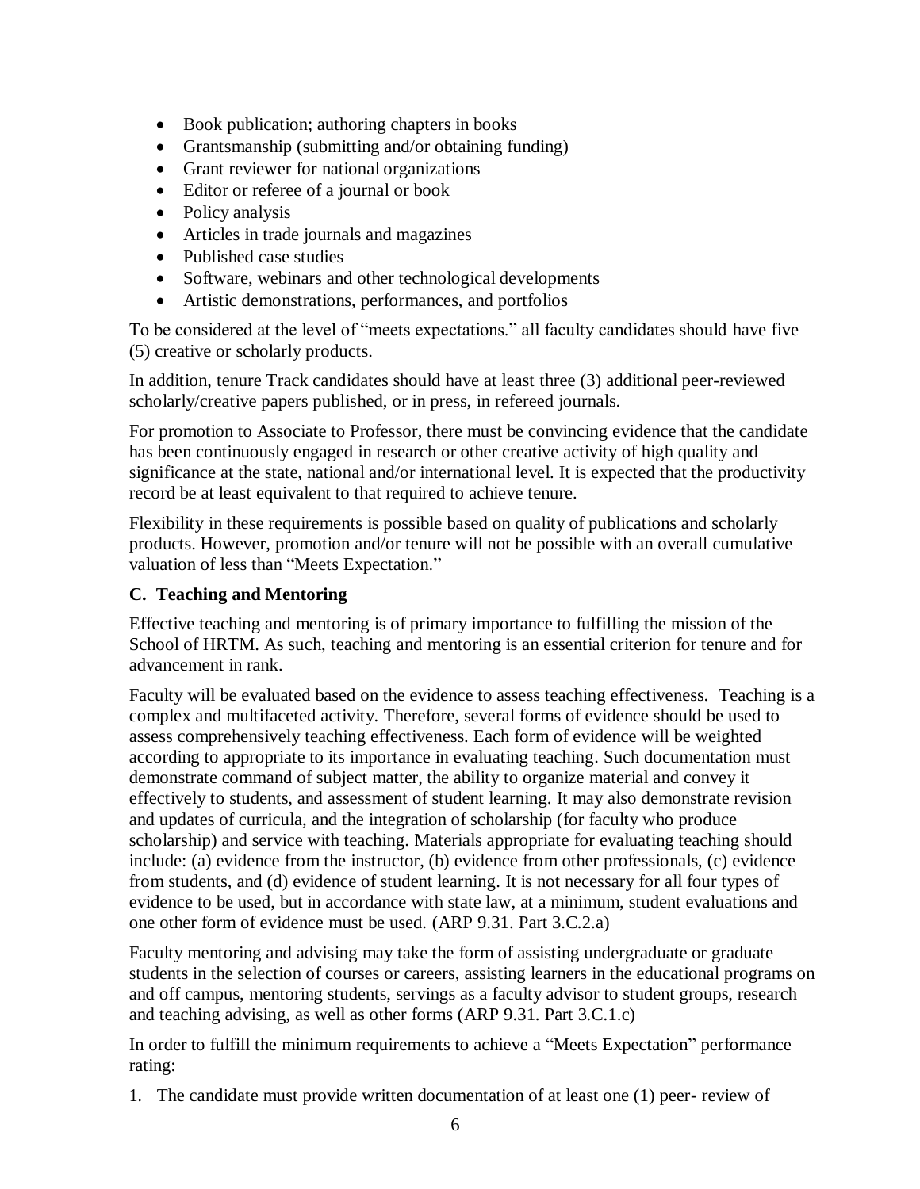- Book publication; authoring chapters in books
- Grantsmanship (submitting and/or obtaining funding)
- Grant reviewer for national organizations
- Editor or referee of a journal or book
- Policy analysis
- Articles in trade journals and magazines
- Published case studies
- Software, webinars and other technological developments
- Artistic demonstrations, performances, and portfolios

To be considered at the level of "meets expectations." all faculty candidates should have five (5) creative or scholarly products.

In addition, tenure Track candidates should have at least three (3) additional peer-reviewed scholarly/creative papers published, or in press, in refereed journals.

For promotion to Associate to Professor, there must be convincing evidence that the candidate has been continuously engaged in research or other creative activity of high quality and significance at the state, national and/or international level. It is expected that the productivity record be at least equivalent to that required to achieve tenure.

Flexibility in these requirements is possible based on quality of publications and scholarly products. However, promotion and/or tenure will not be possible with an overall cumulative valuation of less than "Meets Expectation."

### C. Teaching and Mentoring

Effective teaching and mentoring is of primary importance to fulfilling the mission of the School of HRTM. As such, teaching and mentoring is an essential criterion for tenure and for advancement in rank.

Faculty will be evaluated based on the evidence to assess teaching effectiveness. Teaching is a complex and multifaceted activity. Therefore, several forms of evidence should be used to assess comprehensively teaching effectiveness. Each form of evidence will be weighted according to appropriate to its importance in evaluating teaching. Such documentation must demonstrate command of subject matter, the ability to organize material and convey it effectively to students, and assessment of student learning. It may also demonstrate revision and updates of curricula, and the integration of scholarship (for faculty who produce scholarship) and service with teaching. Materials appropriate for evaluating teaching should include: (a) evidence from the instructor, (b) evidence from other professionals, (c) evidence from students, and (d) evidence of student learning. It is not necessary for all four types of evidence to be used, but in accordance with state law, at a minimum, student evaluations and one other form of evidence must be used. (ARP 9.31. Part 3.C.2.a)

Faculty mentoring and advising may take the form of assisting undergraduate or graduate students in the selection of courses or careers, assisting learners in the educational programs on and off campus, mentoring students, servings as a faculty advisor to student groups, research and teaching advising, as well as other forms (ARP 9.31. Part 3.C.1.c)

In order to fulfill the minimum requirements to achieve a "Meets Expectation" performance rating:

1. The candidate must provide written documentation of at least one (1) peer- review of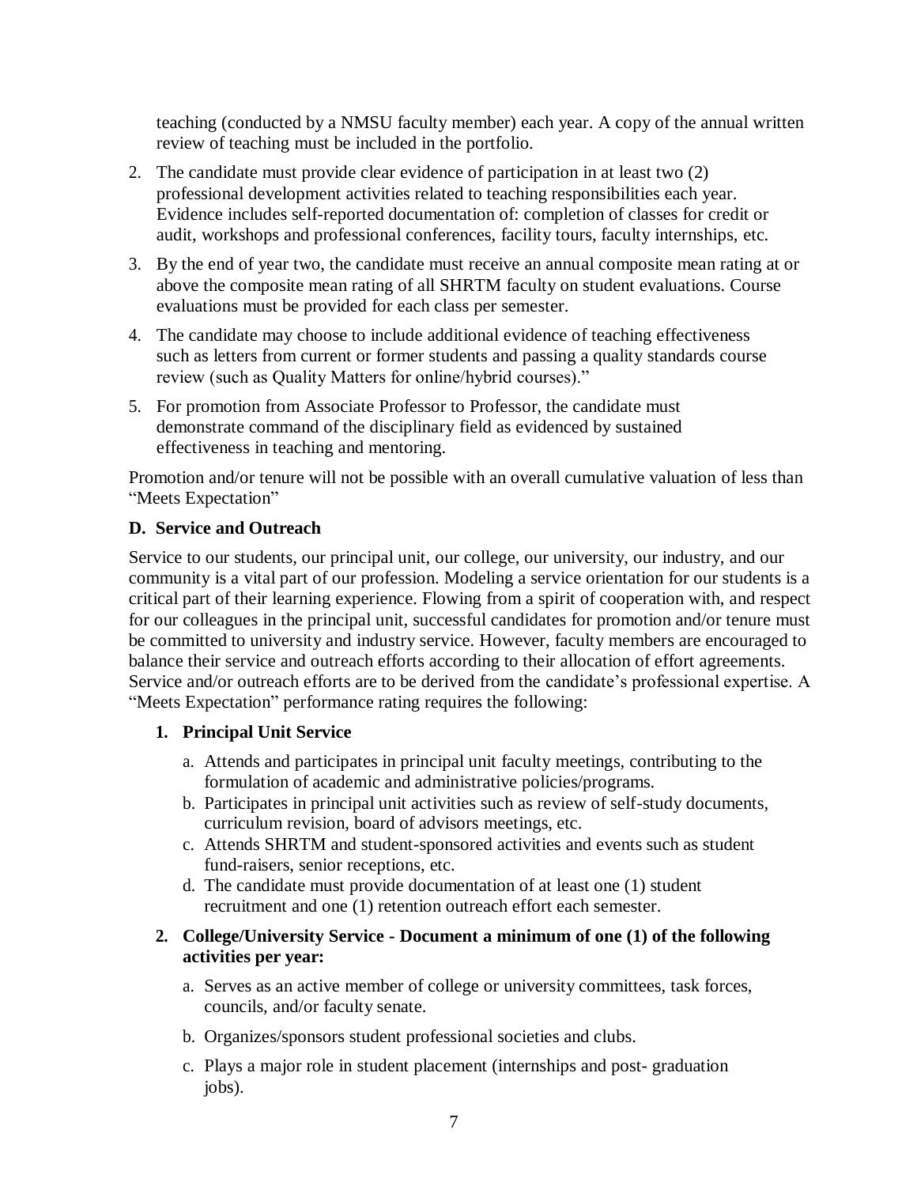teaching (conducted by a NMSU faculty member) each year. A copy of the annual written review of teaching must be included in the portfolio.

2. The candidate must provide clear evidence of participation in at least two (2) professional development activities related to teaching responsibilities each year. Evidence includes self-reported documentation of: completion of classes for credit or audit, workshops and professional conferences, facility tours, faculty internships, etc.
3. By the end of year two, the candidate must receive an annual composite mean rating at or above the composite mean rating of all SHRTM faculty on student evaluations. Course evaluations must be provided for each class per semester.
4. The candidate may choose to include additional evidence of teaching effectiveness such as letters from current or former students and passing a quality standards course review (such as Quality Matters for online/hybrid courses)."
5. For promotion from Associate Professor to Professor, the candidate must demonstrate command of the disciplinary field as evidenced by sustained effectiveness in teaching and mentoring.

Promotion and/or tenure will not be possible with an overall cumulative valuation of less than "Meets Expectation"

### D. Service and Outreach

Service to our students, our principal unit, our college, our university, our industry, and our community is a vital part of our profession. Modeling a service orientation for our students is a critical part of their learning experience. Flowing from a spirit of cooperation with, and respect for our colleagues in the principal unit, successful candidates for promotion and/or tenure must be committed to university and industry service. However, faculty members are encouraged to balance their service and outreach efforts according to their allocation of effort agreements. Service and/or outreach efforts are to be derived from the candidate's professional expertise. A "Meets Expectation" performance rating requires the following:

**1. Principal Unit Service**

a. Attends and participates in principal unit faculty meetings, contributing to the formulation of academic and administrative policies/programs.
b. Participates in principal unit activities such as review of self-study documents, curriculum revision, board of advisors meetings, etc.
c. Attends SHRTM and student-sponsored activities and events such as student fund-raisers, senior receptions, etc.
d. The candidate must provide documentation of at least one (1) student recruitment and one (1) retention outreach effort each semester.

**2. College/University Service - Document a minimum of one (1) of the following activities per year:**

a. Serves as an active member of college or university committees, task forces, councils, and/or faculty senate.
b. Organizes/sponsors student professional societies and clubs.
c. Plays a major role in student placement (internships and post- graduation jobs).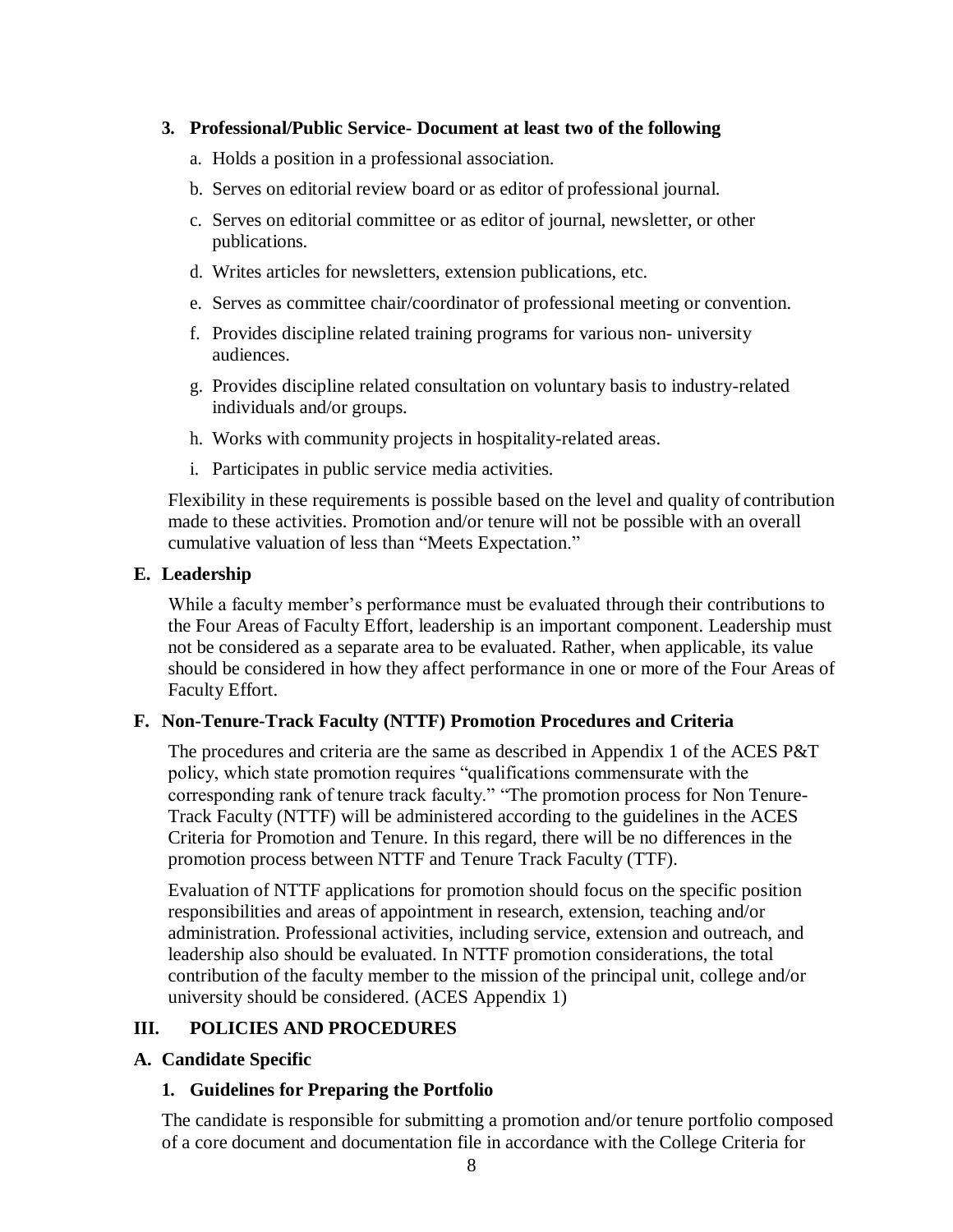### 3. Professional/Public Service- Document at least two of the following

a. Holds a position in a professional association.

b. Serves on editorial review board or as editor of professional journal.

c. Serves on editorial committee or as editor of journal, newsletter, or other publications.

d. Writes articles for newsletters, extension publications, etc.

e. Serves as committee chair/coordinator of professional meeting or convention.

f. Provides discipline related training programs for various non- university audiences.

g. Provides discipline related consultation on voluntary basis to industry-related individuals and/or groups.

h. Works with community projects in hospitality-related areas.

i. Participates in public service media activities.

Flexibility in these requirements is possible based on the level and quality of contribution made to these activities. Promotion and/or tenure will not be possible with an overall cumulative valuation of less than "Meets Expectation."

## E. Leadership

While a faculty member's performance must be evaluated through their contributions to the Four Areas of Faculty Effort, leadership is an important component. Leadership must not be considered as a separate area to be evaluated. Rather, when applicable, its value should be considered in how they affect performance in one or more of the Four Areas of Faculty Effort.

## F. Non-Tenure-Track Faculty (NTTF) Promotion Procedures and Criteria

The procedures and criteria are the same as described in Appendix 1 of the ACES P&T policy, which state promotion requires "qualifications commensurate with the corresponding rank of tenure track faculty." "The promotion process for Non Tenure-Track Faculty (NTTF) will be administered according to the guidelines in the ACES Criteria for Promotion and Tenure. In this regard, there will be no differences in the promotion process between NTTF and Tenure Track Faculty (TTF).

Evaluation of NTTF applications for promotion should focus on the specific position responsibilities and areas of appointment in research, extension, teaching and/or administration. Professional activities, including service, extension and outreach, and leadership also should be evaluated. In NTTF promotion considerations, the total contribution of the faculty member to the mission of the principal unit, college and/or university should be considered. (ACES Appendix 1)

# III. POLICIES AND PROCEDURES

## A. Candidate Specific

### 1. Guidelines for Preparing the Portfolio

The candidate is responsible for submitting a promotion and/or tenure portfolio composed of a core document and documentation file in accordance with the College Criteria for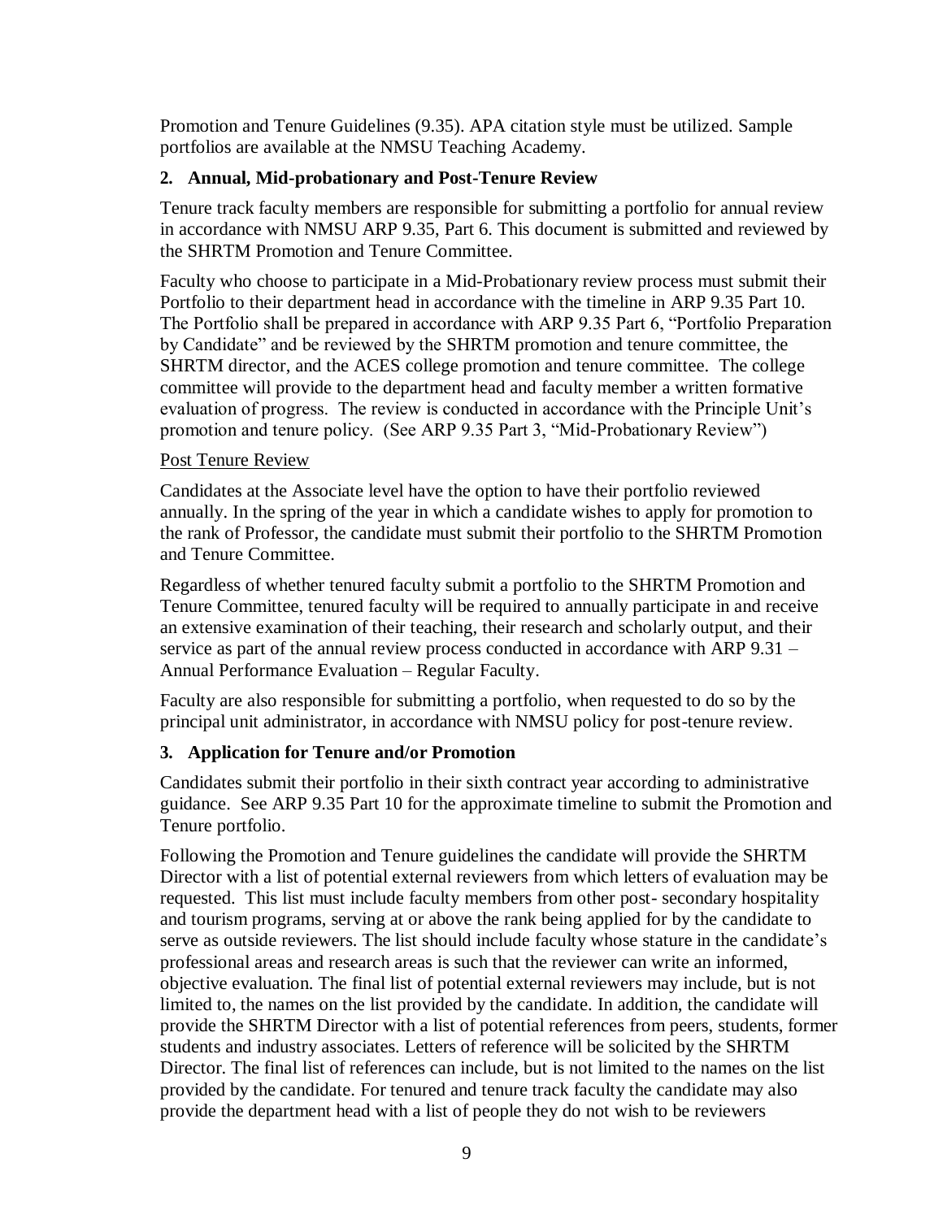Promotion and Tenure Guidelines (9.35). APA citation style must be utilized. Sample portfolios are available at the NMSU Teaching Academy.

### 2. Annual, Mid-probationary and Post-Tenure Review

Tenure track faculty members are responsible for submitting a portfolio for annual review in accordance with NMSU ARP 9.35, Part 6. This document is submitted and reviewed by the SHRTM Promotion and Tenure Committee.

Faculty who choose to participate in a Mid-Probationary review process must submit their Portfolio to their department head in accordance with the timeline in ARP 9.35 Part 10. The Portfolio shall be prepared in accordance with ARP 9.35 Part 6, "Portfolio Preparation by Candidate" and be reviewed by the SHRTM promotion and tenure committee, the SHRTM director, and the ACES college promotion and tenure committee. The college committee will provide to the department head and faculty member a written formative evaluation of progress. The review is conducted in accordance with the Principle Unit's promotion and tenure policy. (See ARP 9.35 Part 3, "Mid-Probationary Review")

Post Tenure Review

Candidates at the Associate level have the option to have their portfolio reviewed annually. In the spring of the year in which a candidate wishes to apply for promotion to the rank of Professor, the candidate must submit their portfolio to the SHRTM Promotion and Tenure Committee.

Regardless of whether tenured faculty submit a portfolio to the SHRTM Promotion and Tenure Committee, tenured faculty will be required to annually participate in and receive an extensive examination of their teaching, their research and scholarly output, and their service as part of the annual review process conducted in accordance with ARP 9.31 – Annual Performance Evaluation – Regular Faculty.

Faculty are also responsible for submitting a portfolio, when requested to do so by the principal unit administrator, in accordance with NMSU policy for post-tenure review.

### 3. Application for Tenure and/or Promotion

Candidates submit their portfolio in their sixth contract year according to administrative guidance. See ARP 9.35 Part 10 for the approximate timeline to submit the Promotion and Tenure portfolio.

Following the Promotion and Tenure guidelines the candidate will provide the SHRTM Director with a list of potential external reviewers from which letters of evaluation may be requested. This list must include faculty members from other post- secondary hospitality and tourism programs, serving at or above the rank being applied for by the candidate to serve as outside reviewers. The list should include faculty whose stature in the candidate's professional areas and research areas is such that the reviewer can write an informed, objective evaluation. The final list of potential external reviewers may include, but is not limited to, the names on the list provided by the candidate. In addition, the candidate will provide the SHRTM Director with a list of potential references from peers, students, former students and industry associates. Letters of reference will be solicited by the SHRTM Director. The final list of references can include, but is not limited to the names on the list provided by the candidate. For tenured and tenure track faculty the candidate may also provide the department head with a list of people they do not wish to be reviewers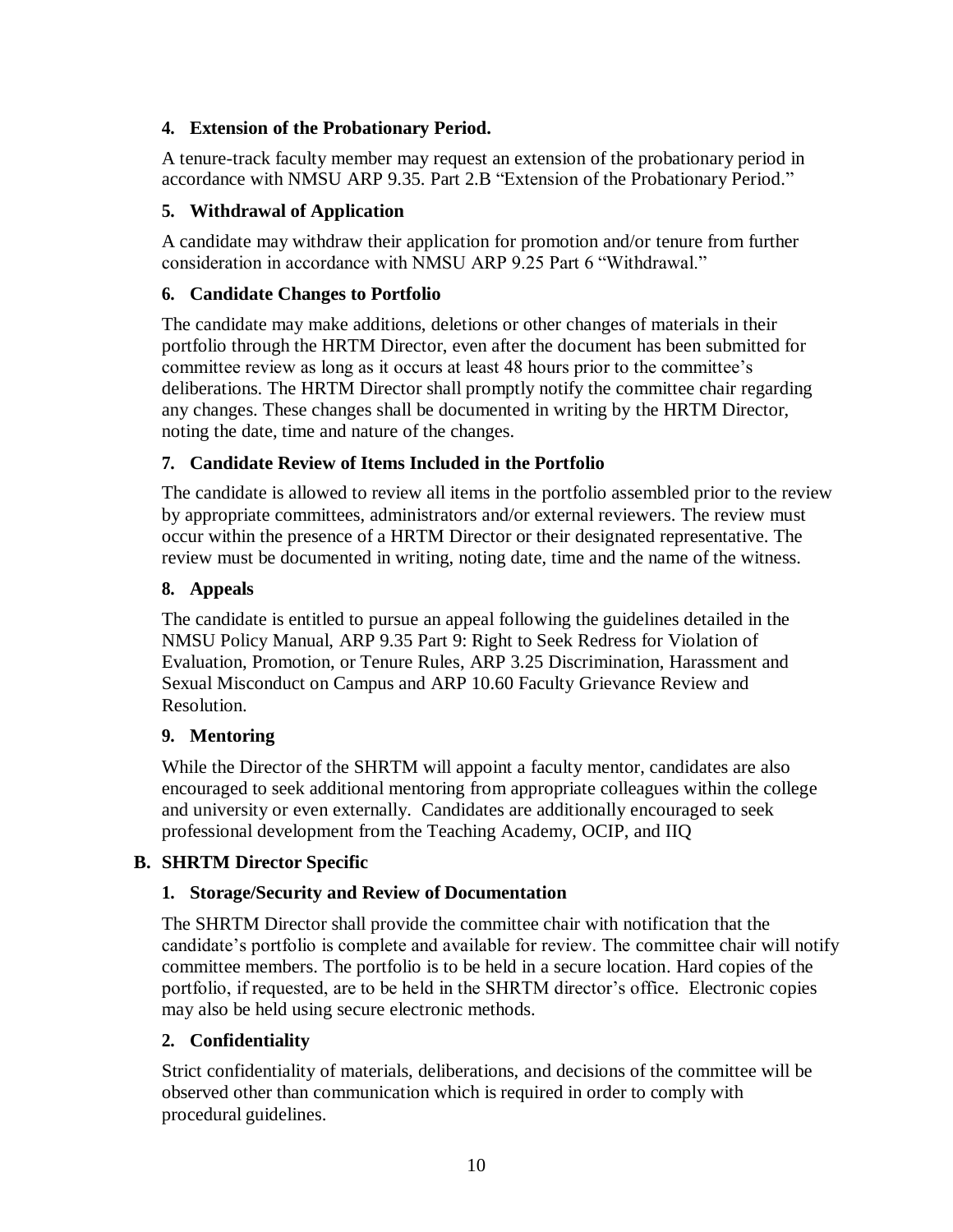### 4. Extension of the Probationary Period.

A tenure-track faculty member may request an extension of the probationary period in accordance with NMSU ARP 9.35. Part 2.B "Extension of the Probationary Period."

### 5. Withdrawal of Application

A candidate may withdraw their application for promotion and/or tenure from further consideration in accordance with NMSU ARP 9.25 Part 6 "Withdrawal."

### 6. Candidate Changes to Portfolio

The candidate may make additions, deletions or other changes of materials in their portfolio through the HRTM Director, even after the document has been submitted for committee review as long as it occurs at least 48 hours prior to the committee's deliberations. The HRTM Director shall promptly notify the committee chair regarding any changes. These changes shall be documented in writing by the HRTM Director, noting the date, time and nature of the changes.

### 7. Candidate Review of Items Included in the Portfolio

The candidate is allowed to review all items in the portfolio assembled prior to the review by appropriate committees, administrators and/or external reviewers. The review must occur within the presence of a HRTM Director or their designated representative. The review must be documented in writing, noting date, time and the name of the witness.

### 8. Appeals

The candidate is entitled to pursue an appeal following the guidelines detailed in the NMSU Policy Manual, ARP 9.35 Part 9: Right to Seek Redress for Violation of Evaluation, Promotion, or Tenure Rules, ARP 3.25 Discrimination, Harassment and Sexual Misconduct on Campus and ARP 10.60 Faculty Grievance Review and Resolution.

### 9. Mentoring

While the Director of the SHRTM will appoint a faculty mentor, candidates are also encouraged to seek additional mentoring from appropriate colleagues within the college and university or even externally. Candidates are additionally encouraged to seek professional development from the Teaching Academy, OCIP, and IIQ

## B. SHRTM Director Specific

### 1. Storage/Security and Review of Documentation

The SHRTM Director shall provide the committee chair with notification that the candidate's portfolio is complete and available for review. The committee chair will notify committee members. The portfolio is to be held in a secure location. Hard copies of the portfolio, if requested, are to be held in the SHRTM director's office. Electronic copies may also be held using secure electronic methods.

### 2. Confidentiality

Strict confidentiality of materials, deliberations, and decisions of the committee will be observed other than communication which is required in order to comply with procedural guidelines.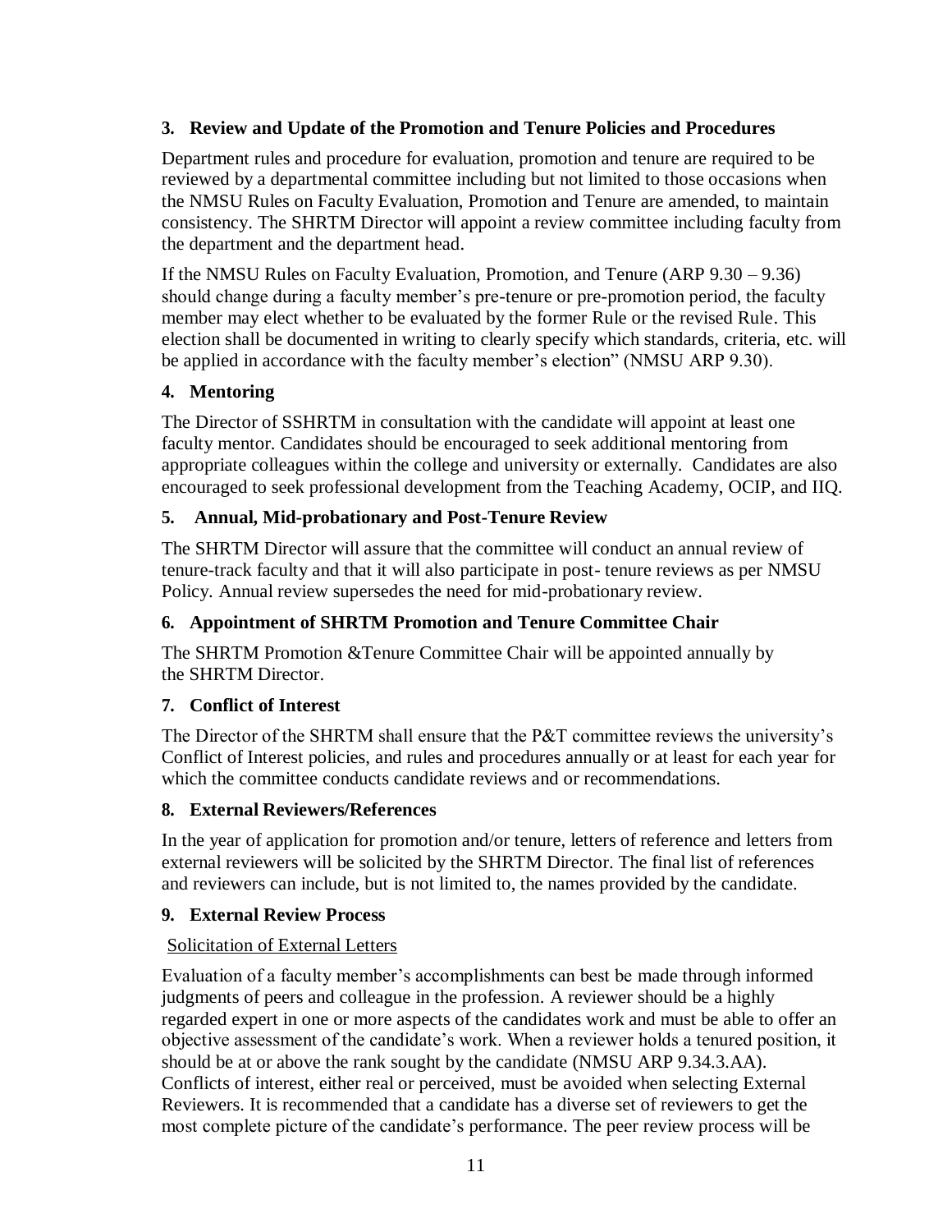### 3. Review and Update of the Promotion and Tenure Policies and Procedures

Department rules and procedure for evaluation, promotion and tenure are required to be reviewed by a departmental committee including but not limited to those occasions when the NMSU Rules on Faculty Evaluation, Promotion and Tenure are amended, to maintain consistency. The SHRTM Director will appoint a review committee including faculty from the department and the department head.

If the NMSU Rules on Faculty Evaluation, Promotion, and Tenure (ARP 9.30 – 9.36) should change during a faculty member's pre-tenure or pre-promotion period, the faculty member may elect whether to be evaluated by the former Rule or the revised Rule. This election shall be documented in writing to clearly specify which standards, criteria, etc. will be applied in accordance with the faculty member's election" (NMSU ARP 9.30).

### 4. Mentoring

The Director of SSHRTM in consultation with the candidate will appoint at least one faculty mentor. Candidates should be encouraged to seek additional mentoring from appropriate colleagues within the college and university or externally. Candidates are also encouraged to seek professional development from the Teaching Academy, OCIP, and IIQ.

### 5. Annual, Mid-probationary and Post-Tenure Review

The SHRTM Director will assure that the committee will conduct an annual review of tenure-track faculty and that it will also participate in post- tenure reviews as per NMSU Policy. Annual review supersedes the need for mid-probationary review.

### 6. Appointment of SHRTM Promotion and Tenure Committee Chair

The SHRTM Promotion &Tenure Committee Chair will be appointed annually by the SHRTM Director.

### 7. Conflict of Interest

The Director of the SHRTM shall ensure that the P&T committee reviews the university's Conflict of Interest policies, and rules and procedures annually or at least for each year for which the committee conducts candidate reviews and or recommendations.

### 8. External Reviewers/References

In the year of application for promotion and/or tenure, letters of reference and letters from external reviewers will be solicited by the SHRTM Director. The final list of references and reviewers can include, but is not limited to, the names provided by the candidate.

### 9. External Review Process

Solicitation of External Letters

Evaluation of a faculty member's accomplishments can best be made through informed judgments of peers and colleague in the profession. A reviewer should be a highly regarded expert in one or more aspects of the candidates work and must be able to offer an objective assessment of the candidate's work. When a reviewer holds a tenured position, it should be at or above the rank sought by the candidate (NMSU ARP 9.34.3.AA). Conflicts of interest, either real or perceived, must be avoided when selecting External Reviewers. It is recommended that a candidate has a diverse set of reviewers to get the most complete picture of the candidate's performance. The peer review process will be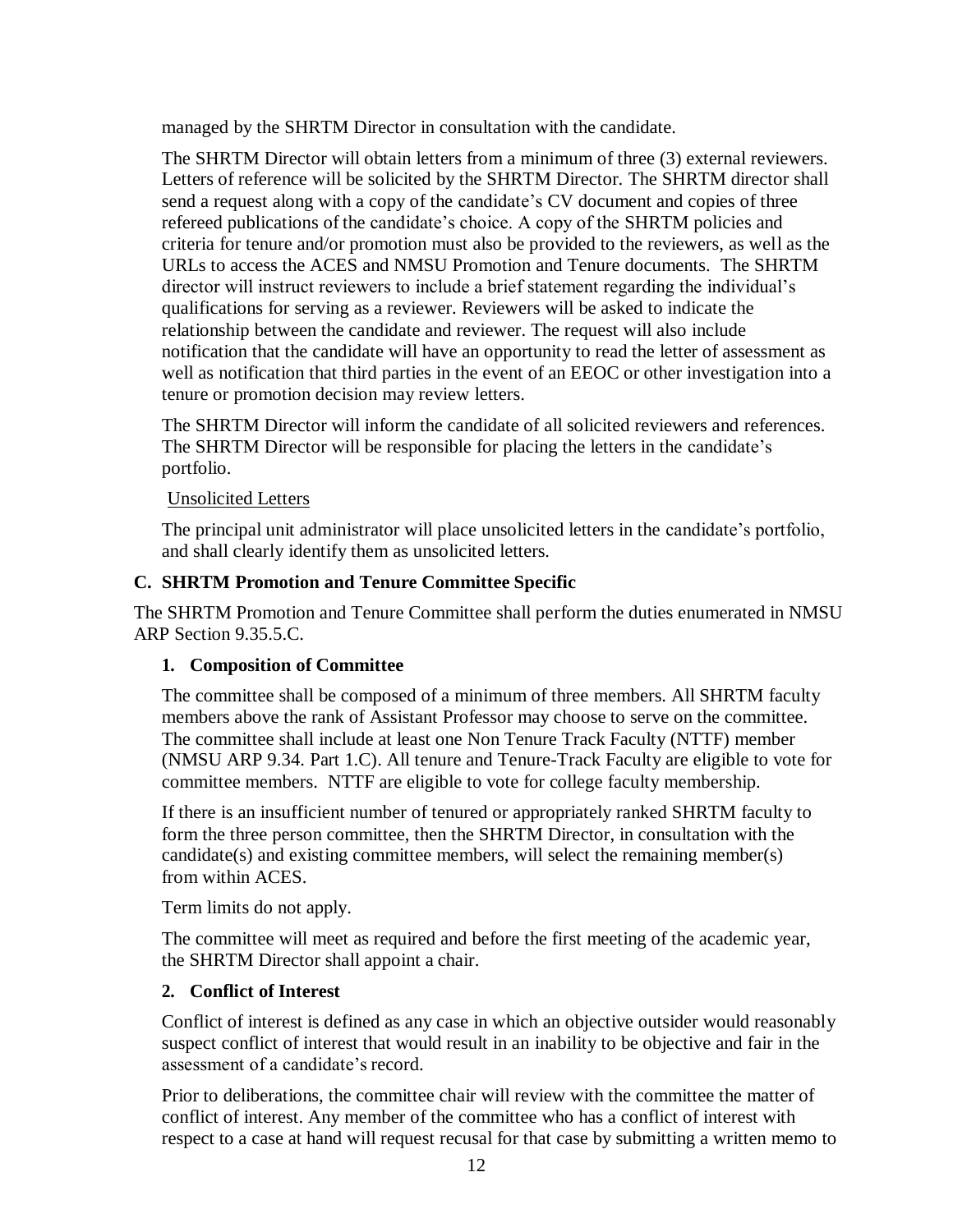managed by the SHRTM Director in consultation with the candidate.

The SHRTM Director will obtain letters from a minimum of three (3) external reviewers. Letters of reference will be solicited by the SHRTM Director. The SHRTM director shall send a request along with a copy of the candidate's CV document and copies of three refereed publications of the candidate's choice. A copy of the SHRTM policies and criteria for tenure and/or promotion must also be provided to the reviewers, as well as the URLs to access the ACES and NMSU Promotion and Tenure documents. The SHRTM director will instruct reviewers to include a brief statement regarding the individual's qualifications for serving as a reviewer. Reviewers will be asked to indicate the relationship between the candidate and reviewer. The request will also include notification that the candidate will have an opportunity to read the letter of assessment as well as notification that third parties in the event of an EEOC or other investigation into a tenure or promotion decision may review letters.

The SHRTM Director will inform the candidate of all solicited reviewers and references. The SHRTM Director will be responsible for placing the letters in the candidate's portfolio.

Unsolicited Letters

The principal unit administrator will place unsolicited letters in the candidate's portfolio, and shall clearly identify them as unsolicited letters.

### C. SHRTM Promotion and Tenure Committee Specific

The SHRTM Promotion and Tenure Committee shall perform the duties enumerated in NMSU ARP Section 9.35.5.C.

#### 1. Composition of Committee

The committee shall be composed of a minimum of three members. All SHRTM faculty members above the rank of Assistant Professor may choose to serve on the committee. The committee shall include at least one Non Tenure Track Faculty (NTTF) member (NMSU ARP 9.34. Part 1.C). All tenure and Tenure-Track Faculty are eligible to vote for committee members. NTTF are eligible to vote for college faculty membership.

If there is an insufficient number of tenured or appropriately ranked SHRTM faculty to form the three person committee, then the SHRTM Director, in consultation with the candidate(s) and existing committee members, will select the remaining member(s) from within ACES.

Term limits do not apply.

The committee will meet as required and before the first meeting of the academic year, the SHRTM Director shall appoint a chair.

#### 2. Conflict of Interest

Conflict of interest is defined as any case in which an objective outsider would reasonably suspect conflict of interest that would result in an inability to be objective and fair in the assessment of a candidate's record.

Prior to deliberations, the committee chair will review with the committee the matter of conflict of interest. Any member of the committee who has a conflict of interest with respect to a case at hand will request recusal for that case by submitting a written memo to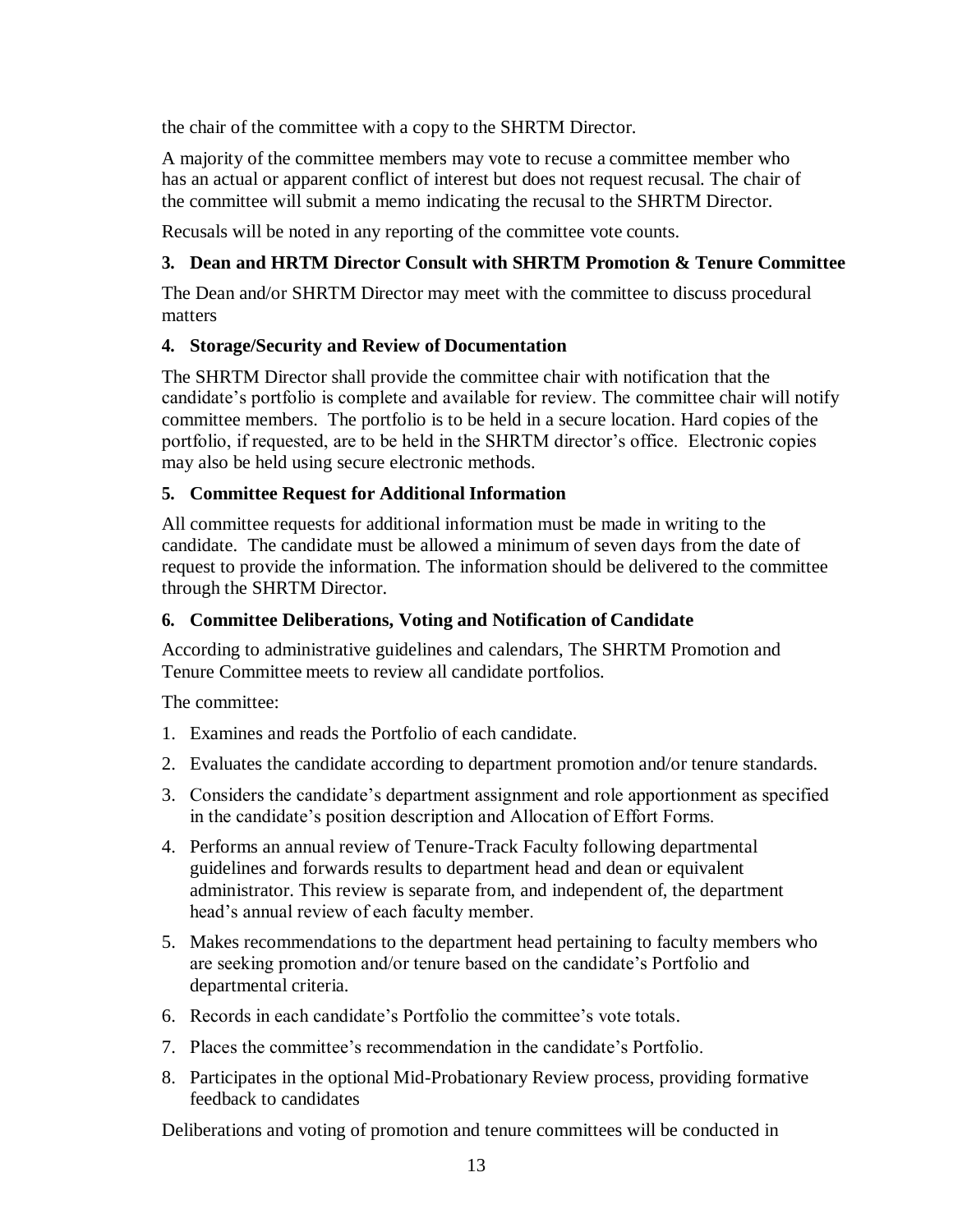the chair of the committee with a copy to the SHRTM Director.

A majority of the committee members may vote to recuse a committee member who has an actual or apparent conflict of interest but does not request recusal. The chair of the committee will submit a memo indicating the recusal to the SHRTM Director.

Recusals will be noted in any reporting of the committee vote counts.

### 3. Dean and HRTM Director Consult with SHRTM Promotion & Tenure Committee

The Dean and/or SHRTM Director may meet with the committee to discuss procedural matters

### 4. Storage/Security and Review of Documentation

The SHRTM Director shall provide the committee chair with notification that the candidate's portfolio is complete and available for review. The committee chair will notify committee members. The portfolio is to be held in a secure location. Hard copies of the portfolio, if requested, are to be held in the SHRTM director's office. Electronic copies may also be held using secure electronic methods.

### 5. Committee Request for Additional Information

All committee requests for additional information must be made in writing to the candidate. The candidate must be allowed a minimum of seven days from the date of request to provide the information. The information should be delivered to the committee through the SHRTM Director.

### 6. Committee Deliberations, Voting and Notification of Candidate

According to administrative guidelines and calendars, The SHRTM Promotion and Tenure Committee meets to review all candidate portfolios.

The committee:

1. Examines and reads the Portfolio of each candidate.
2. Evaluates the candidate according to department promotion and/or tenure standards.
3. Considers the candidate's department assignment and role apportionment as specified in the candidate's position description and Allocation of Effort Forms.
4. Performs an annual review of Tenure-Track Faculty following departmental guidelines and forwards results to department head and dean or equivalent administrator. This review is separate from, and independent of, the department head's annual review of each faculty member.
5. Makes recommendations to the department head pertaining to faculty members who are seeking promotion and/or tenure based on the candidate's Portfolio and departmental criteria.
6. Records in each candidate's Portfolio the committee's vote totals.
7. Places the committee's recommendation in the candidate's Portfolio.
8. Participates in the optional Mid-Probationary Review process, providing formative feedback to candidates

Deliberations and voting of promotion and tenure committees will be conducted in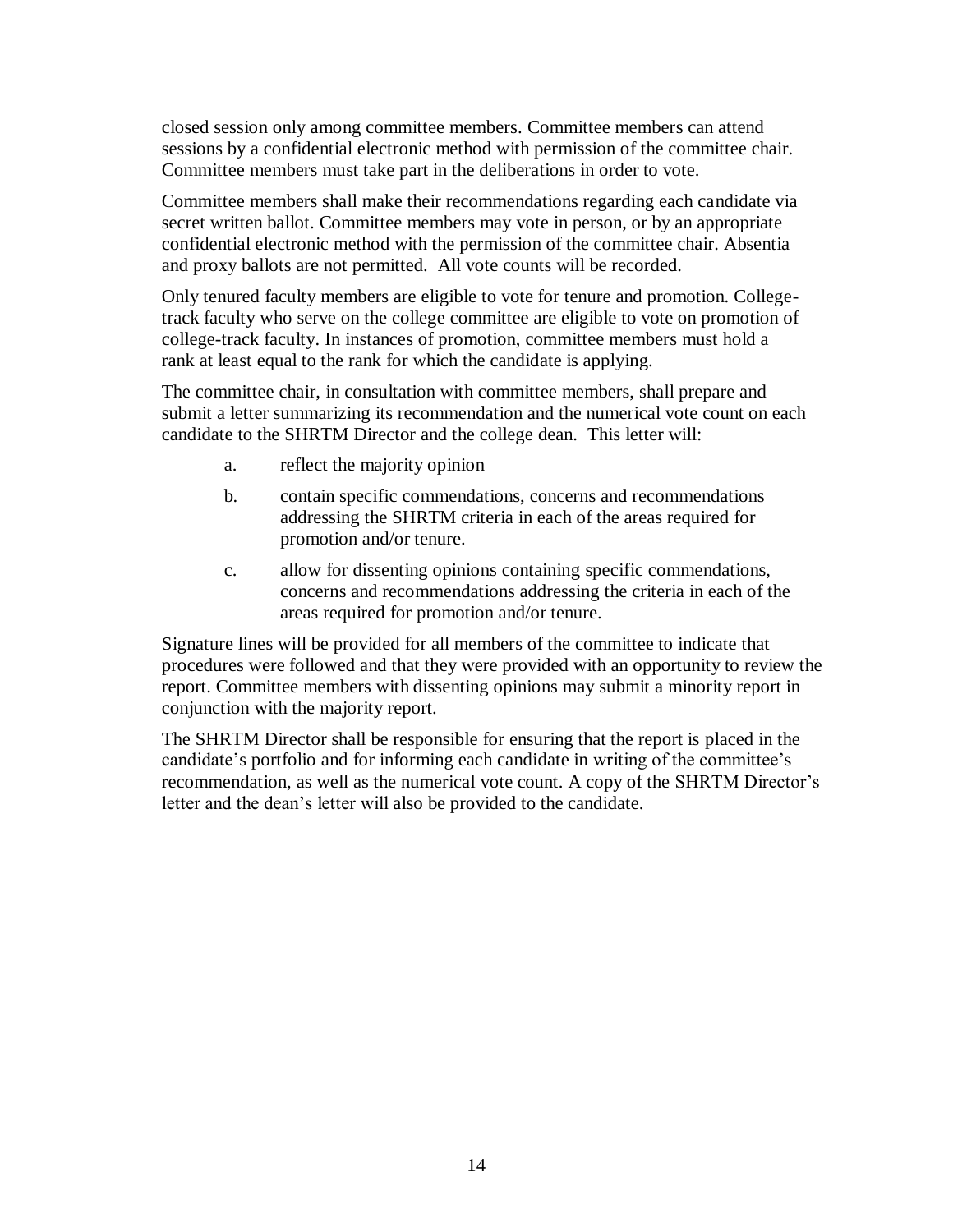closed session only among committee members. Committee members can attend sessions by a confidential electronic method with permission of the committee chair. Committee members must take part in the deliberations in order to vote.

Committee members shall make their recommendations regarding each candidate via secret written ballot. Committee members may vote in person, or by an appropriate confidential electronic method with the permission of the committee chair. Absentia and proxy ballots are not permitted. All vote counts will be recorded.

Only tenured faculty members are eligible to vote for tenure and promotion. College-track faculty who serve on the college committee are eligible to vote on promotion of college-track faculty. In instances of promotion, committee members must hold a rank at least equal to the rank for which the candidate is applying.

The committee chair, in consultation with committee members, shall prepare and submit a letter summarizing its recommendation and the numerical vote count on each candidate to the SHRTM Director and the college dean. This letter will:

a. reflect the majority opinion

b. contain specific commendations, concerns and recommendations addressing the SHRTM criteria in each of the areas required for promotion and/or tenure.

c. allow for dissenting opinions containing specific commendations, concerns and recommendations addressing the criteria in each of the areas required for promotion and/or tenure.

Signature lines will be provided for all members of the committee to indicate that procedures were followed and that they were provided with an opportunity to review the report. Committee members with dissenting opinions may submit a minority report in conjunction with the majority report.

The SHRTM Director shall be responsible for ensuring that the report is placed in the candidate's portfolio and for informing each candidate in writing of the committee's recommendation, as well as the numerical vote count. A copy of the SHRTM Director's letter and the dean's letter will also be provided to the candidate.